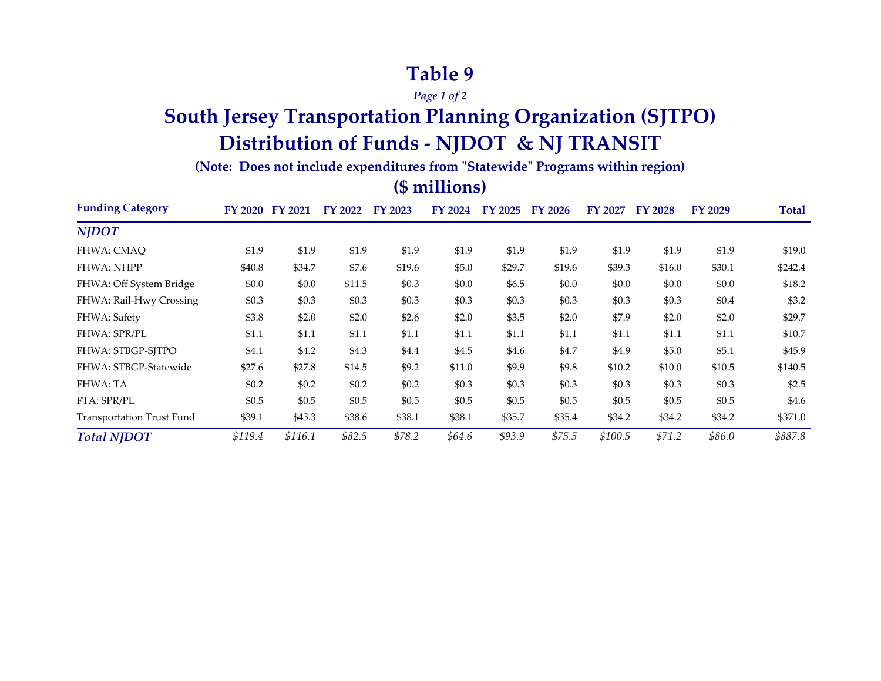# Table 9

*Page 1 of 2*

## South Jersey Transportation Planning Organization (SJTPO)
## Distribution of Funds - NJDOT & NJ TRANSIT

**(Note: Does not include expenditures from "Statewide" Programs within region)**

**($ millions)**

| Funding Category | FY 2020 | FY 2021 | FY 2022 | FY 2023 | FY 2024 | FY 2025 | FY 2026 | FY 2027 | FY 2028 | FY 2029 | Total |
|---|---|---|---|---|---|---|---|---|---|---|---|
| ***NJDOT*** | | | | | | | | | | | |
| FHWA: CMAQ | $1.9 | $1.9 | $1.9 | $1.9 | $1.9 | $1.9 | $1.9 | $1.9 | $1.9 | $1.9 | $19.0 |
| FHWA: NHPP | $40.8 | $34.7 | $7.6 | $19.6 | $5.0 | $29.7 | $19.6 | $39.3 | $16.0 | $30.1 | $242.4 |
| FHWA: Off System Bridge | $0.0 | $0.0 | $11.5 | $0.3 | $0.0 | $6.5 | $0.0 | $0.0 | $0.0 | $0.0 | $18.2 |
| FHWA: Rail-Hwy Crossing | $0.3 | $0.3 | $0.3 | $0.3 | $0.3 | $0.3 | $0.3 | $0.3 | $0.3 | $0.4 | $3.2 |
| FHWA: Safety | $3.8 | $2.0 | $2.0 | $2.6 | $2.0 | $3.5 | $2.0 | $7.9 | $2.0 | $2.0 | $29.7 |
| FHWA: SPR/PL | $1.1 | $1.1 | $1.1 | $1.1 | $1.1 | $1.1 | $1.1 | $1.1 | $1.1 | $1.1 | $10.7 |
| FHWA: STBGP-SJTPO | $4.1 | $4.2 | $4.3 | $4.4 | $4.5 | $4.6 | $4.7 | $4.9 | $5.0 | $5.1 | $45.9 |
| FHWA: STBGP-Statewide | $27.6 | $27.8 | $14.5 | $9.2 | $11.0 | $9.9 | $9.8 | $10.2 | $10.0 | $10.5 | $140.5 |
| FHWA: TA | $0.2 | $0.2 | $0.2 | $0.2 | $0.3 | $0.3 | $0.3 | $0.3 | $0.3 | $0.3 | $2.5 |
| FTA: SPR/PL | $0.5 | $0.5 | $0.5 | $0.5 | $0.5 | $0.5 | $0.5 | $0.5 | $0.5 | $0.5 | $4.6 |
| Transportation Trust Fund | $39.1 | $43.3 | $38.6 | $38.1 | $38.1 | $35.7 | $35.4 | $34.2 | $34.2 | $34.2 | $371.0 |
| ***Total NJDOT*** | *$119.4* | *$116.1* | *$82.5* | *$78.2* | *$64.6* | *$93.9* | *$75.5* | *$100.5* | *$71.2* | *$86.0* | *$887.8* |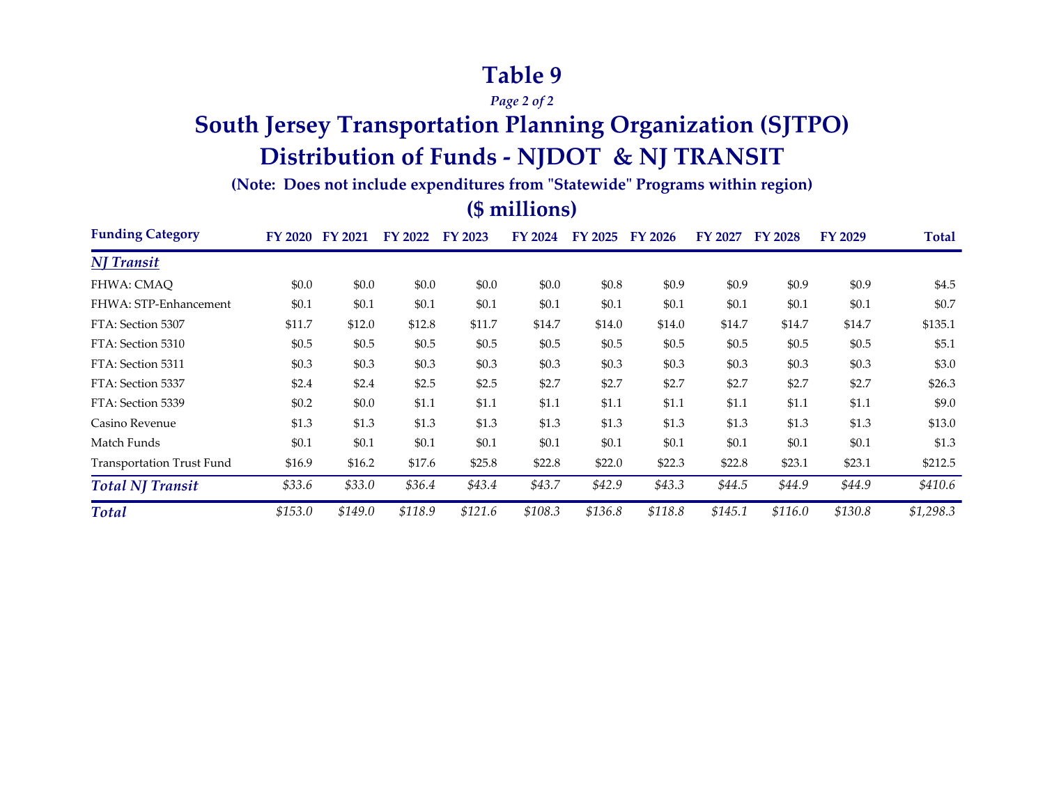# Table 9

*Page 2 of 2*

## South Jersey Transportation Planning Organization (SJTPO)

## Distribution of Funds - NJDOT & NJ TRANSIT

**(Note: Does not include expenditures from "Statewide" Programs within region)**

**($ millions)**

| Funding Category | FY 2020 | FY 2021 | FY 2022 | FY 2023 | FY 2024 | FY 2025 | FY 2026 | FY 2027 | FY 2028 | FY 2029 | Total |
|---|---|---|---|---|---|---|---|---|---|---|---|
| ***NJ Transit*** | | | | | | | | | | | |
| FHWA: CMAQ | $0.0 | $0.0 | $0.0 | $0.0 | $0.0 | $0.8 | $0.9 | $0.9 | $0.9 | $0.9 | $4.5 |
| FHWA: STP-Enhancement | $0.1 | $0.1 | $0.1 | $0.1 | $0.1 | $0.1 | $0.1 | $0.1 | $0.1 | $0.1 | $0.7 |
| FTA: Section 5307 | $11.7 | $12.0 | $12.8 | $11.7 | $14.7 | $14.0 | $14.0 | $14.7 | $14.7 | $14.7 | $135.1 |
| FTA: Section 5310 | $0.5 | $0.5 | $0.5 | $0.5 | $0.5 | $0.5 | $0.5 | $0.5 | $0.5 | $0.5 | $5.1 |
| FTA: Section 5311 | $0.3 | $0.3 | $0.3 | $0.3 | $0.3 | $0.3 | $0.3 | $0.3 | $0.3 | $0.3 | $3.0 |
| FTA: Section 5337 | $2.4 | $2.4 | $2.5 | $2.5 | $2.7 | $2.7 | $2.7 | $2.7 | $2.7 | $2.7 | $26.3 |
| FTA: Section 5339 | $0.2 | $0.0 | $1.1 | $1.1 | $1.1 | $1.1 | $1.1 | $1.1 | $1.1 | $1.1 | $9.0 |
| Casino Revenue | $1.3 | $1.3 | $1.3 | $1.3 | $1.3 | $1.3 | $1.3 | $1.3 | $1.3 | $1.3 | $13.0 |
| Match Funds | $0.1 | $0.1 | $0.1 | $0.1 | $0.1 | $0.1 | $0.1 | $0.1 | $0.1 | $0.1 | $1.3 |
| Transportation Trust Fund | $16.9 | $16.2 | $17.6 | $25.8 | $22.8 | $22.0 | $22.3 | $22.8 | $23.1 | $23.1 | $212.5 |
| ***Total NJ Transit*** | *$33.6* | *$33.0* | *$36.4* | *$43.4* | *$43.7* | *$42.9* | *$43.3* | *$44.5* | *$44.9* | *$44.9* | *$410.6* |
| ***Total*** | *$153.0* | *$149.0* | *$118.9* | *$121.6* | *$108.3* | *$136.8* | *$118.8* | *$145.1* | *$116.0* | *$130.8* | *$1,298.3* |